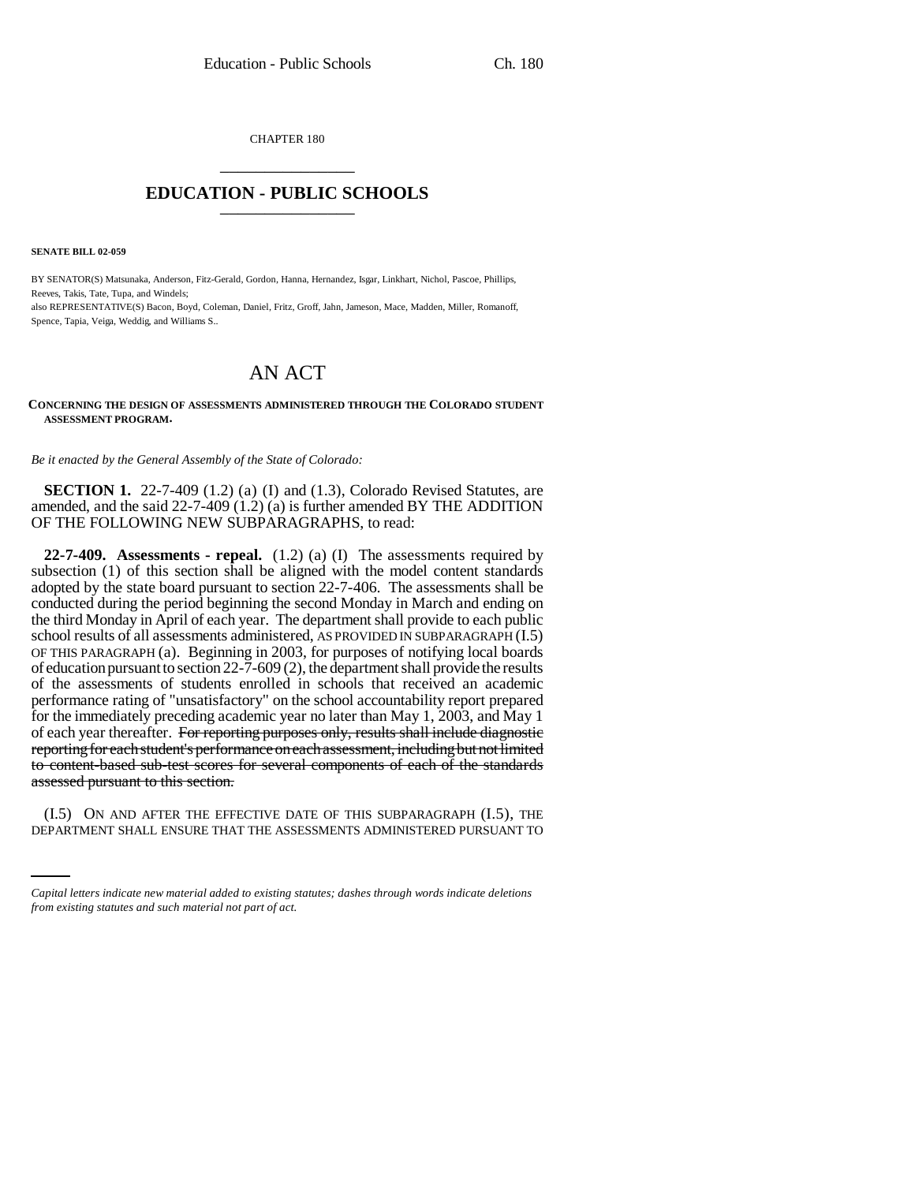CHAPTER 180

# EDUCATION - PUBLIC SCHOOLS

**SENATE BILL 02-059**

BY SENATOR(S) Matsunaka, Anderson, Fitz-Gerald, Gordon, Hanna, Hernandez, Isgar, Linkhart, Nichol, Pascoe, Phillips, Reeves, Takis, Tate, Tupa, and Windels;
also REPRESENTATIVE(S) Bacon, Boyd, Coleman, Daniel, Fritz, Groff, Jahn, Jameson, Mace, Madden, Miller, Romanoff, Spence, Tapia, Veiga, Weddig, and Williams S..

# AN ACT

**CONCERNING THE DESIGN OF ASSESSMENTS ADMINISTERED THROUGH THE COLORADO STUDENT ASSESSMENT PROGRAM.**

*Be it enacted by the General Assembly of the State of Colorado:*

**SECTION 1.** 22-7-409 (1.2) (a) (I) and (1.3), Colorado Revised Statutes, are amended, and the said 22-7-409 (1.2) (a) is further amended BY THE ADDITION OF THE FOLLOWING NEW SUBPARAGRAPHS, to read:

**22-7-409. Assessments - repeal.** (1.2) (a) (I) The assessments required by subsection (1) of this section shall be aligned with the model content standards adopted by the state board pursuant to section 22-7-406. The assessments shall be conducted during the period beginning the second Monday in March and ending on the third Monday in April of each year. The department shall provide to each public school results of all assessments administered, AS PROVIDED IN SUBPARAGRAPH (I.5) OF THIS PARAGRAPH (a). Beginning in 2003, for purposes of notifying local boards of education pursuant to section 22-7-609 (2), the department shall provide the results of the assessments of students enrolled in schools that received an academic performance rating of "unsatisfactory" on the school accountability report prepared for the immediately preceding academic year no later than May 1, 2003, and May 1 of each year thereafter. ~~For reporting purposes only, results shall include diagnostic reporting for each student's performance on each assessment, including but not limited to content-based sub-test scores for several components of each of the standards assessed pursuant to this section.~~

(I.5) ON AND AFTER THE EFFECTIVE DATE OF THIS SUBPARAGRAPH (I.5), THE DEPARTMENT SHALL ENSURE THAT THE ASSESSMENTS ADMINISTERED PURSUANT TO

*Capital letters indicate new material added to existing statutes; dashes through words indicate deletions from existing statutes and such material not part of act.*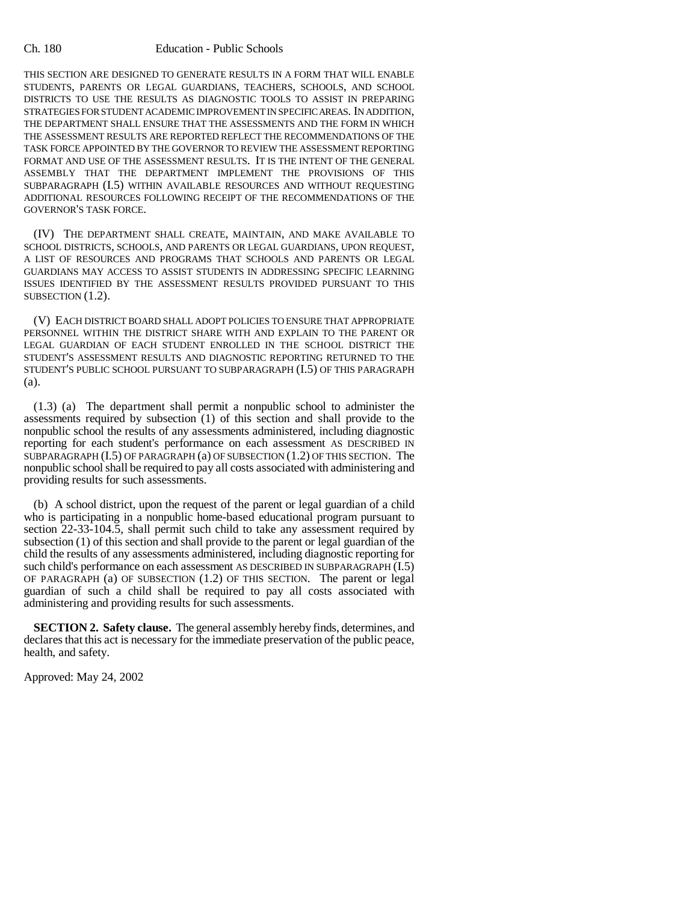THIS SECTION ARE DESIGNED TO GENERATE RESULTS IN A FORM THAT WILL ENABLE STUDENTS, PARENTS OR LEGAL GUARDIANS, TEACHERS, SCHOOLS, AND SCHOOL DISTRICTS TO USE THE RESULTS AS DIAGNOSTIC TOOLS TO ASSIST IN PREPARING STRATEGIES FOR STUDENT ACADEMIC IMPROVEMENT IN SPECIFIC AREAS. IN ADDITION, THE DEPARTMENT SHALL ENSURE THAT THE ASSESSMENTS AND THE FORM IN WHICH THE ASSESSMENT RESULTS ARE REPORTED REFLECT THE RECOMMENDATIONS OF THE TASK FORCE APPOINTED BY THE GOVERNOR TO REVIEW THE ASSESSMENT REPORTING FORMAT AND USE OF THE ASSESSMENT RESULTS. IT IS THE INTENT OF THE GENERAL ASSEMBLY THAT THE DEPARTMENT IMPLEMENT THE PROVISIONS OF THIS SUBPARAGRAPH (I.5) WITHIN AVAILABLE RESOURCES AND WITHOUT REQUESTING ADDITIONAL RESOURCES FOLLOWING RECEIPT OF THE RECOMMENDATIONS OF THE GOVERNOR'S TASK FORCE.

(IV) THE DEPARTMENT SHALL CREATE, MAINTAIN, AND MAKE AVAILABLE TO SCHOOL DISTRICTS, SCHOOLS, AND PARENTS OR LEGAL GUARDIANS, UPON REQUEST, A LIST OF RESOURCES AND PROGRAMS THAT SCHOOLS AND PARENTS OR LEGAL GUARDIANS MAY ACCESS TO ASSIST STUDENTS IN ADDRESSING SPECIFIC LEARNING ISSUES IDENTIFIED BY THE ASSESSMENT RESULTS PROVIDED PURSUANT TO THIS SUBSECTION (1.2).

(V) EACH DISTRICT BOARD SHALL ADOPT POLICIES TO ENSURE THAT APPROPRIATE PERSONNEL WITHIN THE DISTRICT SHARE WITH AND EXPLAIN TO THE PARENT OR LEGAL GUARDIAN OF EACH STUDENT ENROLLED IN THE SCHOOL DISTRICT THE STUDENT'S ASSESSMENT RESULTS AND DIAGNOSTIC REPORTING RETURNED TO THE STUDENT'S PUBLIC SCHOOL PURSUANT TO SUBPARAGRAPH (I.5) OF THIS PARAGRAPH (a).

(1.3) (a) The department shall permit a nonpublic school to administer the assessments required by subsection (1) of this section and shall provide to the nonpublic school the results of any assessments administered, including diagnostic reporting for each student's performance on each assessment AS DESCRIBED IN SUBPARAGRAPH (I.5) OF PARAGRAPH (a) OF SUBSECTION (1.2) OF THIS SECTION. The nonpublic school shall be required to pay all costs associated with administering and providing results for such assessments.

(b) A school district, upon the request of the parent or legal guardian of a child who is participating in a nonpublic home-based educational program pursuant to section 22-33-104.5, shall permit such child to take any assessment required by subsection (1) of this section and shall provide to the parent or legal guardian of the child the results of any assessments administered, including diagnostic reporting for such child's performance on each assessment AS DESCRIBED IN SUBPARAGRAPH (I.5) OF PARAGRAPH (a) OF SUBSECTION (1.2) OF THIS SECTION. The parent or legal guardian of such a child shall be required to pay all costs associated with administering and providing results for such assessments.

**SECTION 2. Safety clause.** The general assembly hereby finds, determines, and declares that this act is necessary for the immediate preservation of the public peace, health, and safety.

Approved: May 24, 2002